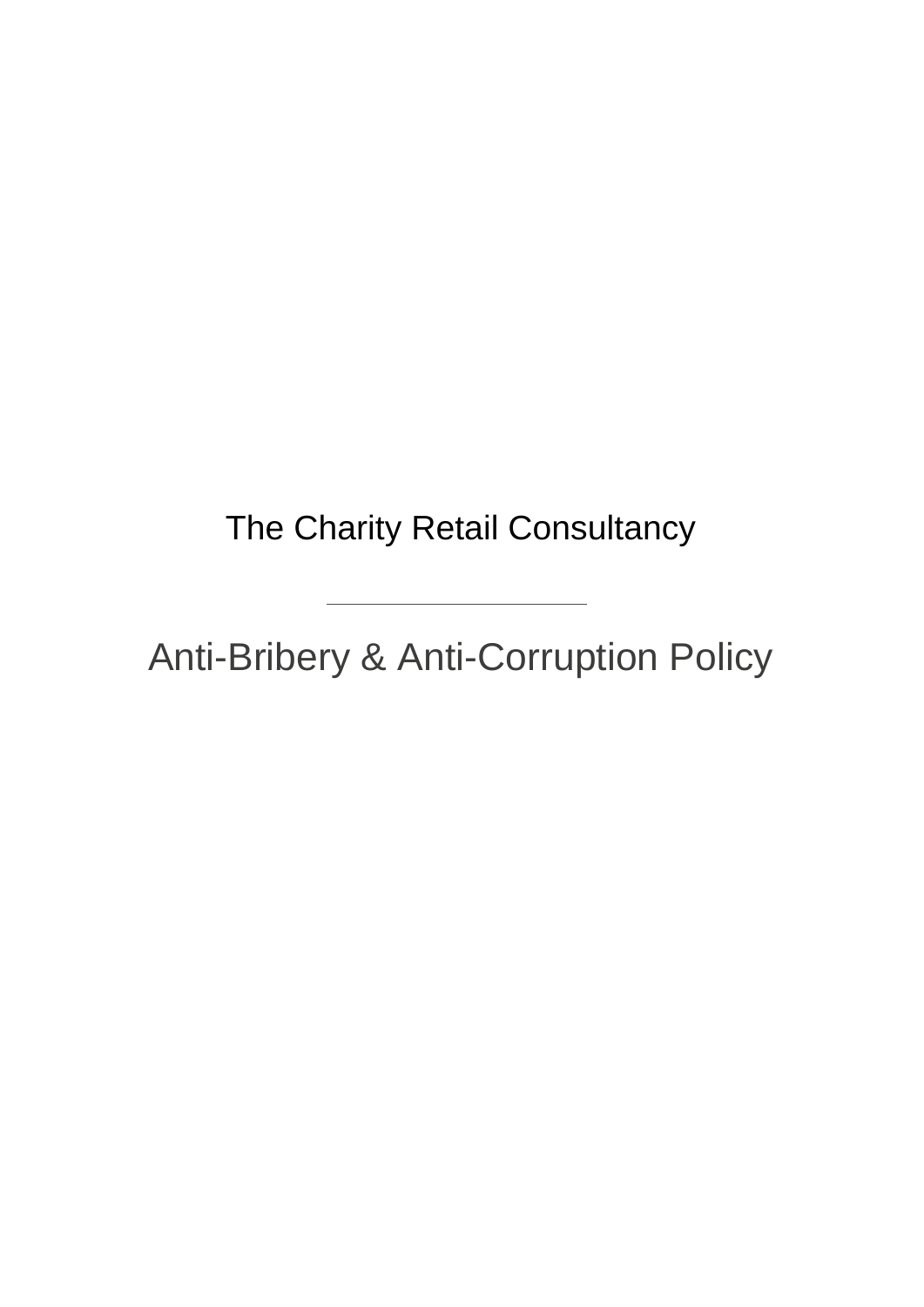The Charity Retail Consultancy

---

# Anti-Bribery & Anti-Corruption Policy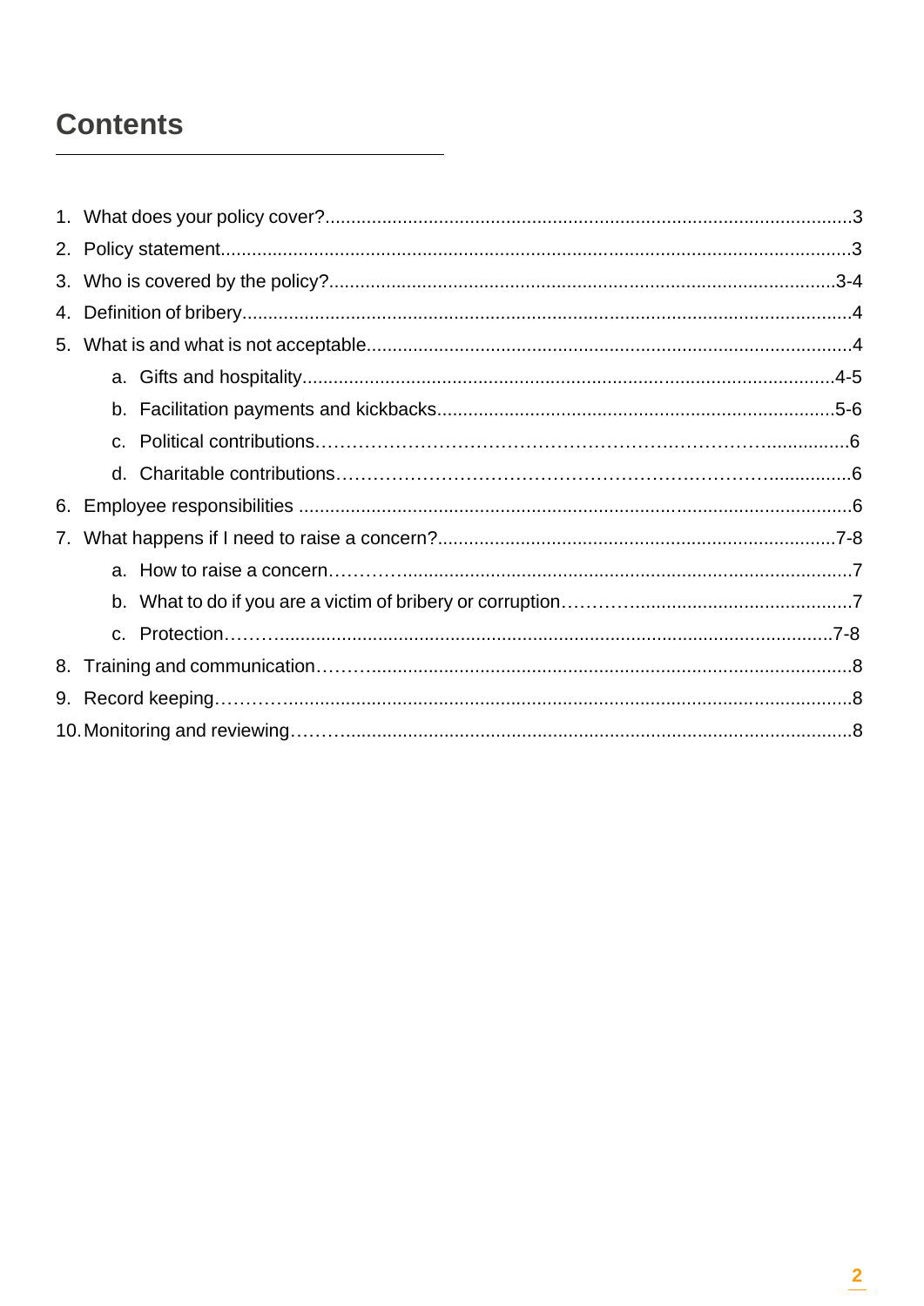# Contents

1. What does your policy cover? 3
2. Policy statement 3
3. Who is covered by the policy? 3-4
4. Definition of bribery 4
5. What is and what is not acceptable 4
    a. Gifts and hospitality 4-5
    b. Facilitation payments and kickbacks 5-6
    c. Political contributions 6
    d. Charitable contributions 6
6. Employee responsibilities 6
7. What happens if I need to raise a concern? 7-8
    a. How to raise a concern 7
    b. What to do if you are a victim of bribery or corruption 7
    c. Protection 7-8
8. Training and communication 8
9. Record keeping 8
10. Monitoring and reviewing 8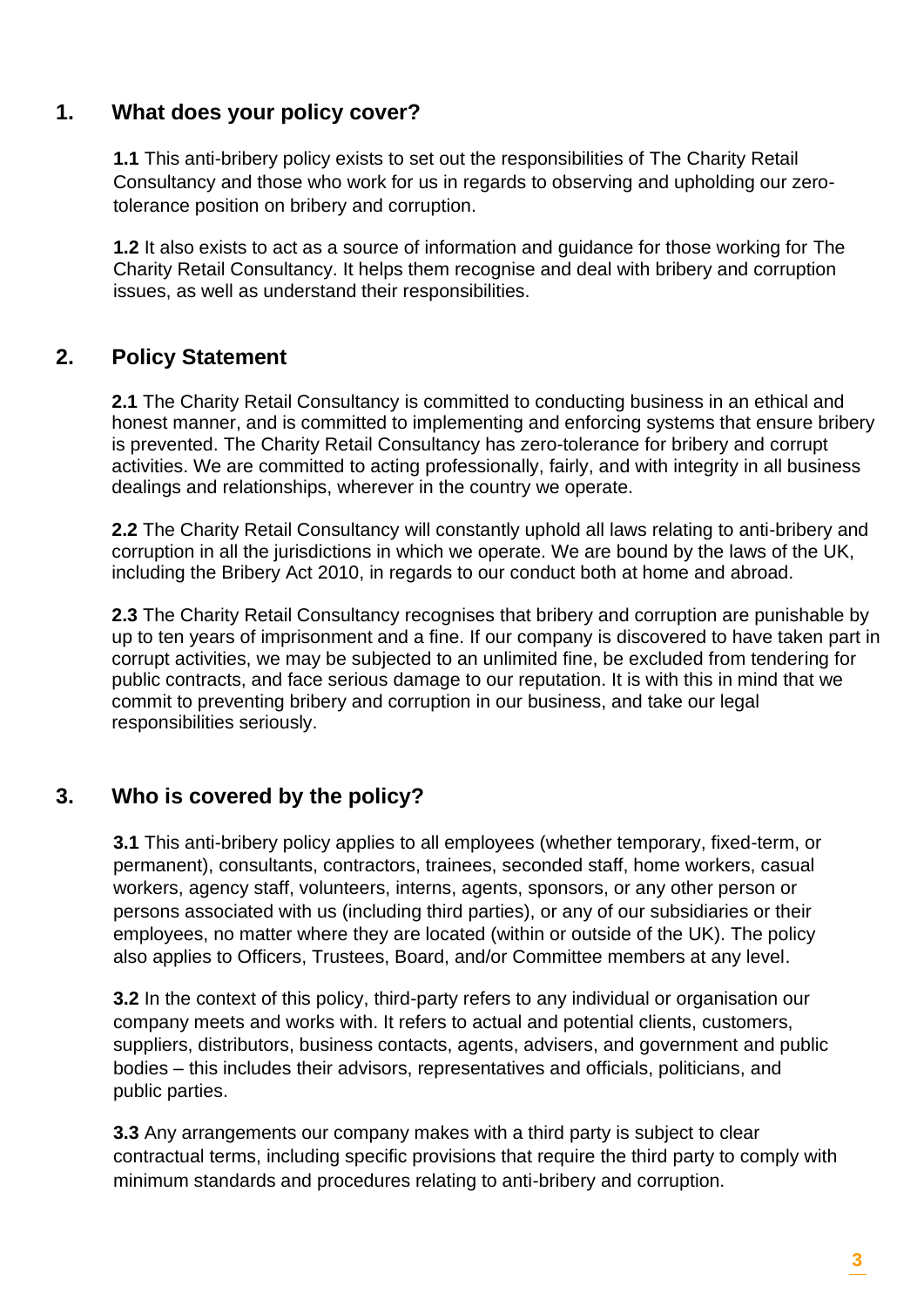## 1. What does your policy cover?

**1.1** This anti-bribery policy exists to set out the responsibilities of The Charity Retail Consultancy and those who work for us in regards to observing and upholding our zero-tolerance position on bribery and corruption.

**1.2** It also exists to act as a source of information and guidance for those working for The Charity Retail Consultancy. It helps them recognise and deal with bribery and corruption issues, as well as understand their responsibilities.

## 2. Policy Statement

**2.1** The Charity Retail Consultancy is committed to conducting business in an ethical and honest manner, and is committed to implementing and enforcing systems that ensure bribery is prevented. The Charity Retail Consultancy has zero-tolerance for bribery and corrupt activities. We are committed to acting professionally, fairly, and with integrity in all business dealings and relationships, wherever in the country we operate.

**2.2** The Charity Retail Consultancy will constantly uphold all laws relating to anti-bribery and corruption in all the jurisdictions in which we operate. We are bound by the laws of the UK, including the Bribery Act 2010, in regards to our conduct both at home and abroad.

**2.3** The Charity Retail Consultancy recognises that bribery and corruption are punishable by up to ten years of imprisonment and a fine. If our company is discovered to have taken part in corrupt activities, we may be subjected to an unlimited fine, be excluded from tendering for public contracts, and face serious damage to our reputation. It is with this in mind that we commit to preventing bribery and corruption in our business, and take our legal responsibilities seriously.

## 3. Who is covered by the policy?

**3.1** This anti-bribery policy applies to all employees (whether temporary, fixed-term, or permanent), consultants, contractors, trainees, seconded staff, home workers, casual workers, agency staff, volunteers, interns, agents, sponsors, or any other person or persons associated with us (including third parties), or any of our subsidiaries or their employees, no matter where they are located (within or outside of the UK). The policy also applies to Officers, Trustees, Board, and/or Committee members at any level.

**3.2** In the context of this policy, third-party refers to any individual or organisation our company meets and works with. It refers to actual and potential clients, customers, suppliers, distributors, business contacts, agents, advisers, and government and public bodies – this includes their advisors, representatives and officials, politicians, and public parties.

**3.3** Any arrangements our company makes with a third party is subject to clear contractual terms, including specific provisions that require the third party to comply with minimum standards and procedures relating to anti-bribery and corruption.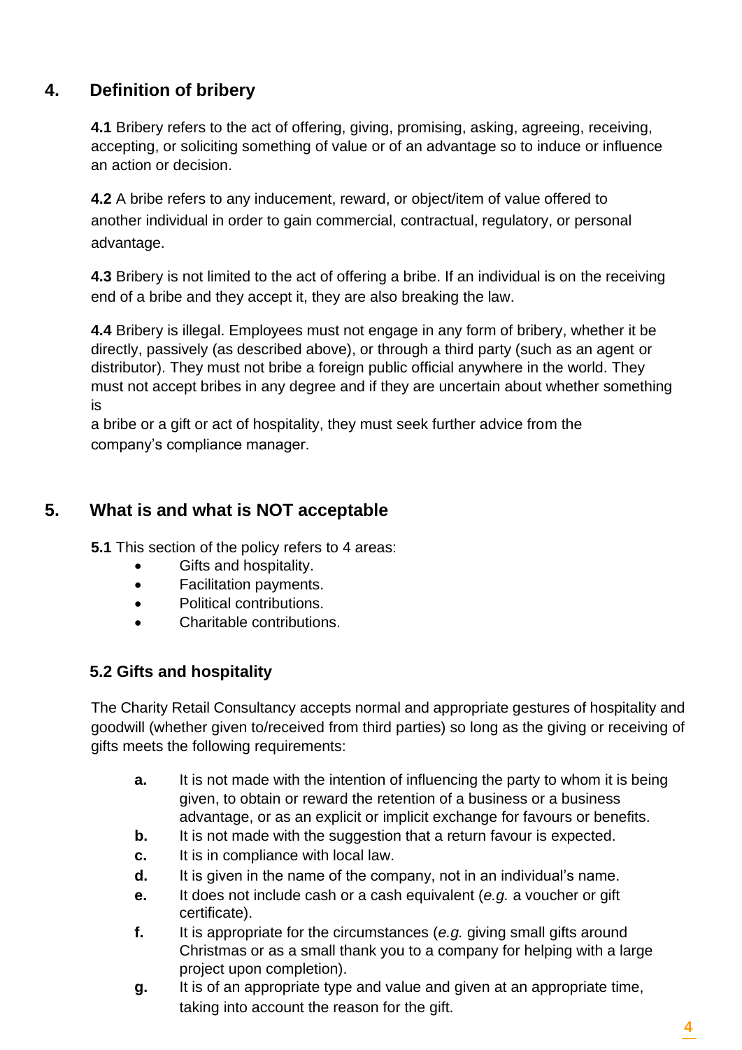## 4. Definition of bribery

**4.1** Bribery refers to the act of offering, giving, promising, asking, agreeing, receiving, accepting, or soliciting something of value or of an advantage so to induce or influence an action or decision.

**4.2** A bribe refers to any inducement, reward, or object/item of value offered to another individual in order to gain commercial, contractual, regulatory, or personal advantage.

**4.3** Bribery is not limited to the act of offering a bribe. If an individual is on the receiving end of a bribe and they accept it, they are also breaking the law.

**4.4** Bribery is illegal. Employees must not engage in any form of bribery, whether it be directly, passively (as described above), or through a third party (such as an agent or distributor). They must not bribe a foreign public official anywhere in the world. They must not accept bribes in any degree and if they are uncertain about whether something is a bribe or a gift or act of hospitality, they must seek further advice from the company's compliance manager.

## 5. What is and what is NOT acceptable

**5.1** This section of the policy refers to 4 areas:

- Gifts and hospitality.
- Facilitation payments.
- Political contributions.
- Charitable contributions.

### 5.2 Gifts and hospitality

The Charity Retail Consultancy accepts normal and appropriate gestures of hospitality and goodwill (whether given to/received from third parties) so long as the giving or receiving of gifts meets the following requirements:

- **a.** It is not made with the intention of influencing the party to whom it is being given, to obtain or reward the retention of a business or a business advantage, or as an explicit or implicit exchange for favours or benefits.
- **b.** It is not made with the suggestion that a return favour is expected.
- **c.** It is in compliance with local law.
- **d.** It is given in the name of the company, not in an individual's name.
- **e.** It does not include cash or a cash equivalent (*e.g.* a voucher or gift certificate).
- **f.** It is appropriate for the circumstances (*e.g.* giving small gifts around Christmas or as a small thank you to a company for helping with a large project upon completion).
- **g.** It is of an appropriate type and value and given at an appropriate time, taking into account the reason for the gift.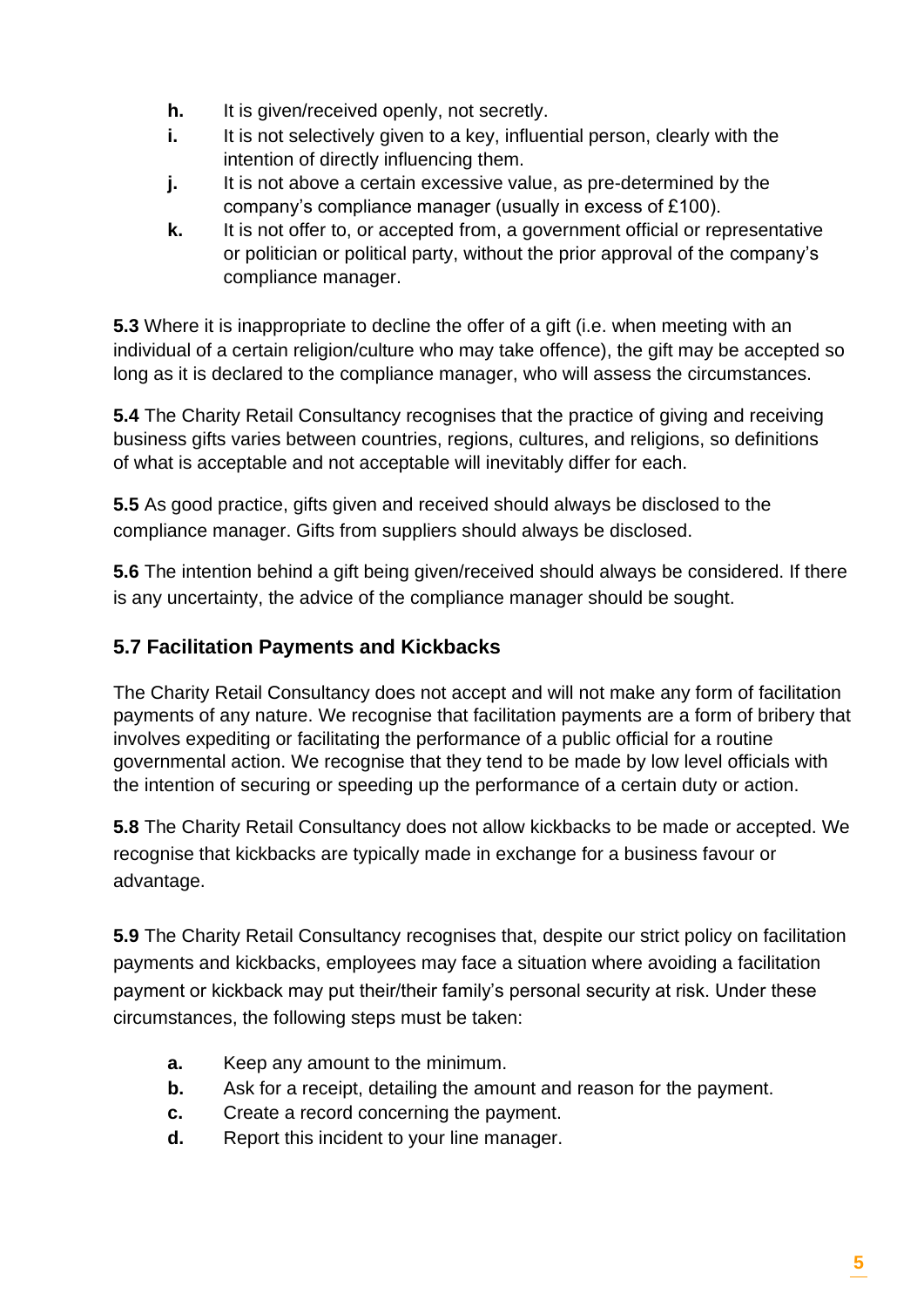- **h.** It is given/received openly, not secretly.
- **i.** It is not selectively given to a key, influential person, clearly with the intention of directly influencing them.
- **j.** It is not above a certain excessive value, as pre-determined by the company's compliance manager (usually in excess of £100).
- **k.** It is not offer to, or accepted from, a government official or representative or politician or political party, without the prior approval of the company's compliance manager.

**5.3** Where it is inappropriate to decline the offer of a gift (i.e. when meeting with an individual of a certain religion/culture who may take offence), the gift may be accepted so long as it is declared to the compliance manager, who will assess the circumstances.

**5.4** The Charity Retail Consultancy recognises that the practice of giving and receiving business gifts varies between countries, regions, cultures, and religions, so definitions of what is acceptable and not acceptable will inevitably differ for each.

**5.5** As good practice, gifts given and received should always be disclosed to the compliance manager. Gifts from suppliers should always be disclosed.

**5.6** The intention behind a gift being given/received should always be considered. If there is any uncertainty, the advice of the compliance manager should be sought.

### 5.7 Facilitation Payments and Kickbacks

The Charity Retail Consultancy does not accept and will not make any form of facilitation payments of any nature. We recognise that facilitation payments are a form of bribery that involves expediting or facilitating the performance of a public official for a routine governmental action. We recognise that they tend to be made by low level officials with the intention of securing or speeding up the performance of a certain duty or action.

**5.8** The Charity Retail Consultancy does not allow kickbacks to be made or accepted. We recognise that kickbacks are typically made in exchange for a business favour or advantage.

**5.9** The Charity Retail Consultancy recognises that, despite our strict policy on facilitation payments and kickbacks, employees may face a situation where avoiding a facilitation payment or kickback may put their/their family's personal security at risk. Under these circumstances, the following steps must be taken:

- **a.** Keep any amount to the minimum.
- **b.** Ask for a receipt, detailing the amount and reason for the payment.
- **c.** Create a record concerning the payment.
- **d.** Report this incident to your line manager.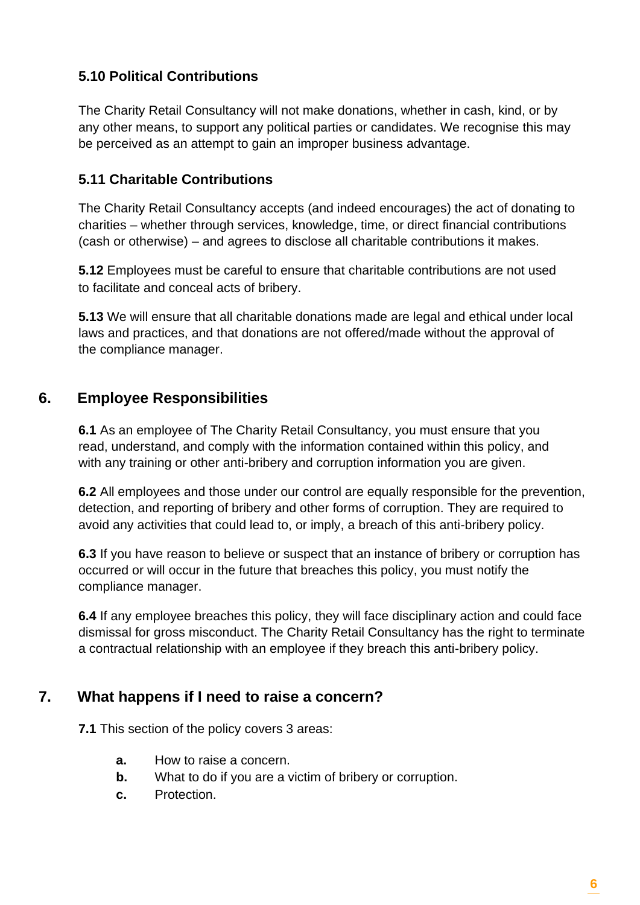### 5.10 Political Contributions

The Charity Retail Consultancy will not make donations, whether in cash, kind, or by any other means, to support any political parties or candidates. We recognise this may be perceived as an attempt to gain an improper business advantage.

### 5.11 Charitable Contributions

The Charity Retail Consultancy accepts (and indeed encourages) the act of donating to charities – whether through services, knowledge, time, or direct financial contributions (cash or otherwise) – and agrees to disclose all charitable contributions it makes.

**5.12** Employees must be careful to ensure that charitable contributions are not used to facilitate and conceal acts of bribery.

**5.13** We will ensure that all charitable donations made are legal and ethical under local laws and practices, and that donations are not offered/made without the approval of the compliance manager.

## 6. Employee Responsibilities

**6.1** As an employee of The Charity Retail Consultancy, you must ensure that you read, understand, and comply with the information contained within this policy, and with any training or other anti-bribery and corruption information you are given.

**6.2** All employees and those under our control are equally responsible for the prevention, detection, and reporting of bribery and other forms of corruption. They are required to avoid any activities that could lead to, or imply, a breach of this anti-bribery policy.

**6.3** If you have reason to believe or suspect that an instance of bribery or corruption has occurred or will occur in the future that breaches this policy, you must notify the compliance manager.

**6.4** If any employee breaches this policy, they will face disciplinary action and could face dismissal for gross misconduct. The Charity Retail Consultancy has the right to terminate a contractual relationship with an employee if they breach this anti-bribery policy.

## 7. What happens if I need to raise a concern?

**7.1** This section of the policy covers 3 areas:

- **a.** How to raise a concern.
- **b.** What to do if you are a victim of bribery or corruption.
- **c.** Protection.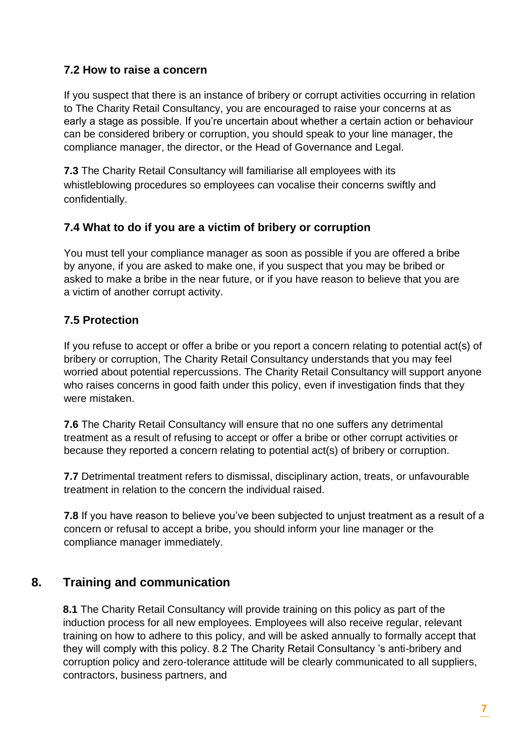### 7.2 How to raise a concern

If you suspect that there is an instance of bribery or corrupt activities occurring in relation to The Charity Retail Consultancy, you are encouraged to raise your concerns at as early a stage as possible. If you're uncertain about whether a certain action or behaviour can be considered bribery or corruption, you should speak to your line manager, the compliance manager, the director, or the Head of Governance and Legal.

**7.3** The Charity Retail Consultancy will familiarise all employees with its whistleblowing procedures so employees can vocalise their concerns swiftly and confidentially.

### 7.4 What to do if you are a victim of bribery or corruption

You must tell your compliance manager as soon as possible if you are offered a bribe by anyone, if you are asked to make one, if you suspect that you may be bribed or asked to make a bribe in the near future, or if you have reason to believe that you are a victim of another corrupt activity.

### 7.5 Protection

If you refuse to accept or offer a bribe or you report a concern relating to potential act(s) of bribery or corruption, The Charity Retail Consultancy understands that you may feel worried about potential repercussions. The Charity Retail Consultancy will support anyone who raises concerns in good faith under this policy, even if investigation finds that they were mistaken.

**7.6** The Charity Retail Consultancy will ensure that no one suffers any detrimental treatment as a result of refusing to accept or offer a bribe or other corrupt activities or because they reported a concern relating to potential act(s) of bribery or corruption.

**7.7** Detrimental treatment refers to dismissal, disciplinary action, treats, or unfavourable treatment in relation to the concern the individual raised.

**7.8** If you have reason to believe you've been subjected to unjust treatment as a result of a concern or refusal to accept a bribe, you should inform your line manager or the compliance manager immediately.

## 8. Training and communication

**8.1** The Charity Retail Consultancy will provide training on this policy as part of the induction process for all new employees. Employees will also receive regular, relevant training on how to adhere to this policy, and will be asked annually to formally accept that they will comply with this policy. 8.2 The Charity Retail Consultancy 's anti-bribery and corruption policy and zero-tolerance attitude will be clearly communicated to all suppliers, contractors, business partners, and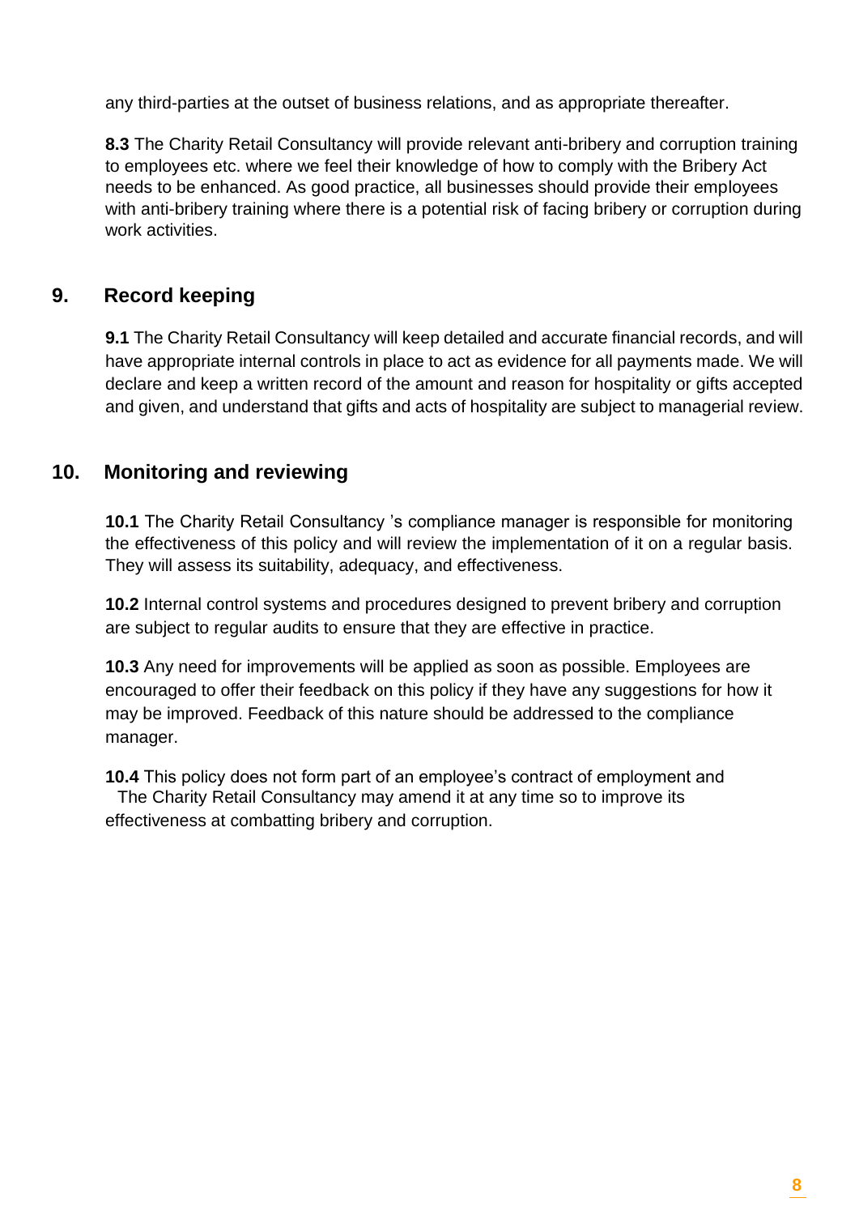any third-parties at the outset of business relations, and as appropriate thereafter.

**8.3** The Charity Retail Consultancy will provide relevant anti-bribery and corruption training to employees etc. where we feel their knowledge of how to comply with the Bribery Act needs to be enhanced. As good practice, all businesses should provide their employees with anti-bribery training where there is a potential risk of facing bribery or corruption during work activities.

## 9. Record keeping

**9.1** The Charity Retail Consultancy will keep detailed and accurate financial records, and will have appropriate internal controls in place to act as evidence for all payments made. We will declare and keep a written record of the amount and reason for hospitality or gifts accepted and given, and understand that gifts and acts of hospitality are subject to managerial review.

## 10. Monitoring and reviewing

**10.1** The Charity Retail Consultancy 's compliance manager is responsible for monitoring the effectiveness of this policy and will review the implementation of it on a regular basis. They will assess its suitability, adequacy, and effectiveness.

**10.2** Internal control systems and procedures designed to prevent bribery and corruption are subject to regular audits to ensure that they are effective in practice.

**10.3** Any need for improvements will be applied as soon as possible. Employees are encouraged to offer their feedback on this policy if they have any suggestions for how it may be improved. Feedback of this nature should be addressed to the compliance manager.

**10.4** This policy does not form part of an employee's contract of employment and The Charity Retail Consultancy may amend it at any time so to improve its effectiveness at combatting bribery and corruption.